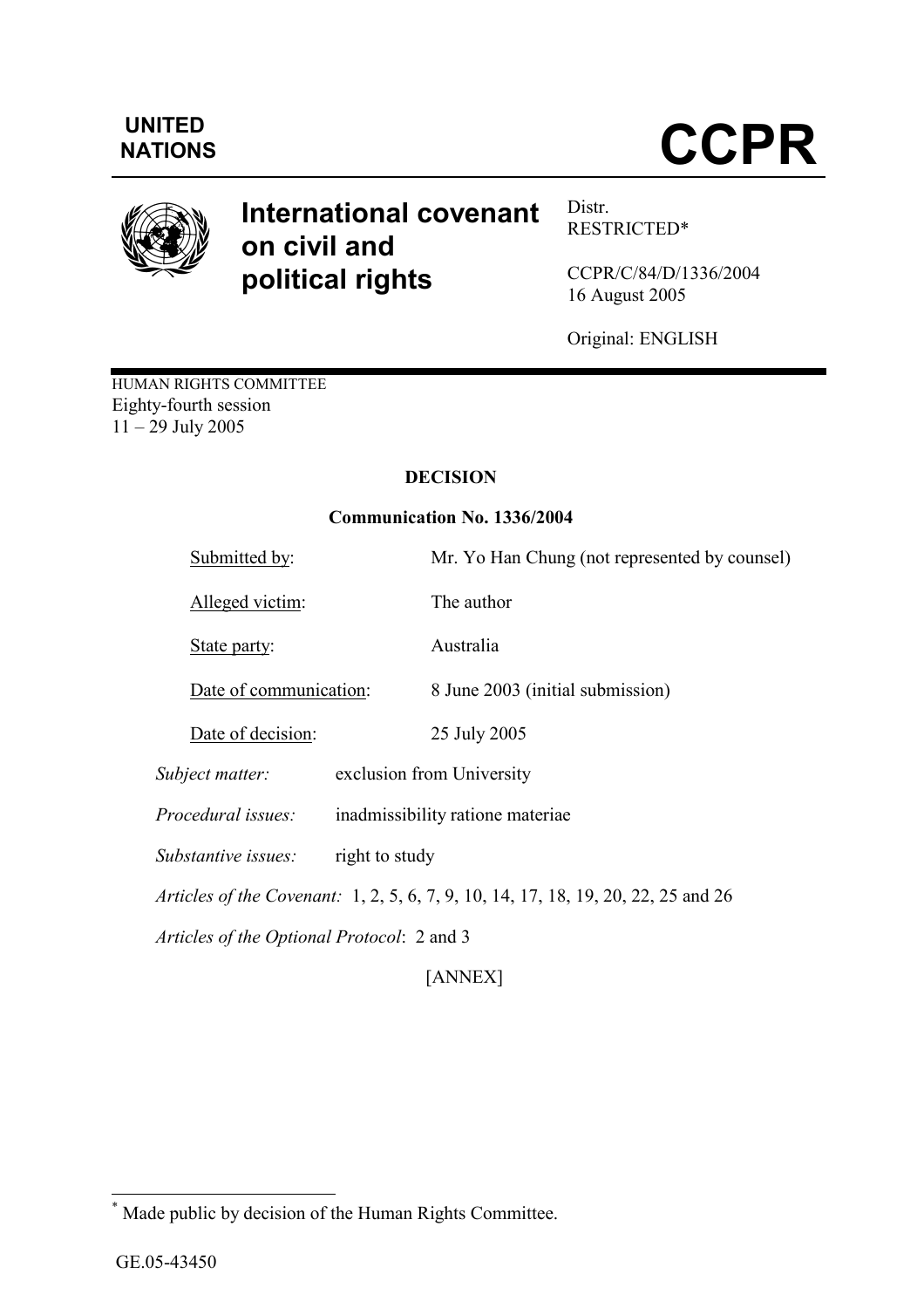UNITED NATIONS

# CCPR

## International covenant on civil and political rights

Distr.
RESTRICTED*

CCPR/C/84/D/1336/2004
16 August 2005

Original: ENGLISH

HUMAN RIGHTS COMMITTEE
Eighty-fourth session
11 – 29 July 2005

**DECISION**

**Communication No. 1336/2004**

| | |
|---|---|
| Submitted by: | Mr. Yo Han Chung (not represented by counsel) |
| Alleged victim: | The author |
| State party: | Australia |
| Date of communication: | 8 June 2003 (initial submission) |
| Date of decision: | 25 July 2005 |

*Subject matter:* exclusion from University

*Procedural issues:* inadmissibility ratione materiae

*Substantive issues:* right to study

*Articles of the Covenant:* 1, 2, 5, 6, 7, 9, 10, 14, 17, 18, 19, 20, 22, 25 and 26

*Articles of the Optional Protocol*: 2 and 3

[ANNEX]

---

\* Made public by decision of the Human Rights Committee.

GE.05-43450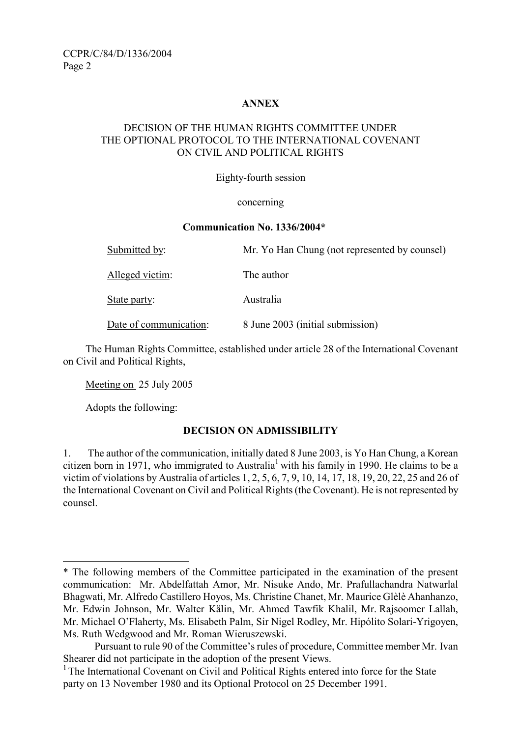**ANNEX**

DECISION OF THE HUMAN RIGHTS COMMITTEE UNDER THE OPTIONAL PROTOCOL TO THE INTERNATIONAL COVENANT ON CIVIL AND POLITICAL RIGHTS

Eighty-fourth session

concerning

**Communication No. 1336/2004***

| | |
|---|---|
| Submitted by: | Mr. Yo Han Chung (not represented by counsel) |
| Alleged victim: | The author |
| State party: | Australia |
| Date of communication: | 8 June 2003 (initial submission) |

The Human Rights Committee, established under article 28 of the International Covenant on Civil and Political Rights,

Meeting on 25 July 2005

Adopts the following:

**DECISION ON ADMISSIBILITY**

1. The author of the communication, initially dated 8 June 2003, is Yo Han Chung, a Korean citizen born in 1971, who immigrated to Australia[1] with his family in 1990. He claims to be a victim of violations by Australia of articles 1, 2, 5, 6, 7, 9, 10, 14, 17, 18, 19, 20, 22, 25 and 26 of the International Covenant on Civil and Political Rights (the Covenant). He is not represented by counsel.

---

* The following members of the Committee participated in the examination of the present communication: Mr. Abdelfattah Amor, Mr. Nisuke Ando, Mr. Prafullachandra Natwarlal Bhagwati, Mr. Alfredo Castillero Hoyos, Ms. Christine Chanet, Mr. Maurice Glèlè Ahanhanzo, Mr. Edwin Johnson, Mr. Walter Kälin, Mr. Ahmed Tawfik Khalil, Mr. Rajsoomer Lallah, Mr. Michael O'Flaherty, Ms. Elisabeth Palm, Sir Nigel Rodley, Mr. Hipólito Solari-Yrigoyen, Ms. Ruth Wedgwood and Mr. Roman Wieruszewski.

Pursuant to rule 90 of the Committee's rules of procedure, Committee member Mr. Ivan Shearer did not participate in the adoption of the present Views.

[1] The International Covenant on Civil and Political Rights entered into force for the State party on 13 November 1980 and its Optional Protocol on 25 December 1991.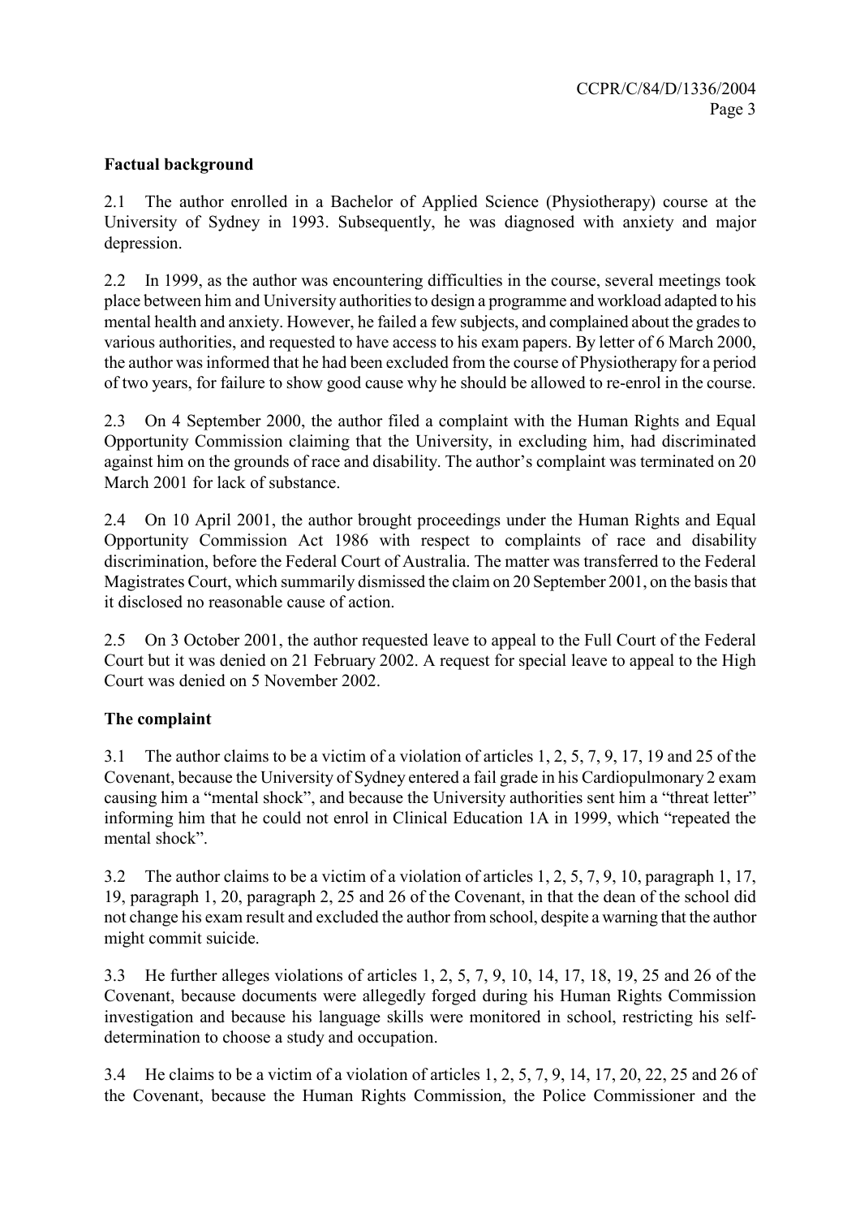**Factual background**

2.1 The author enrolled in a Bachelor of Applied Science (Physiotherapy) course at the University of Sydney in 1993. Subsequently, he was diagnosed with anxiety and major depression.

2.2 In 1999, as the author was encountering difficulties in the course, several meetings took place between him and University authorities to design a programme and workload adapted to his mental health and anxiety. However, he failed a few subjects, and complained about the grades to various authorities, and requested to have access to his exam papers. By letter of 6 March 2000, the author was informed that he had been excluded from the course of Physiotherapy for a period of two years, for failure to show good cause why he should be allowed to re-enrol in the course.

2.3 On 4 September 2000, the author filed a complaint with the Human Rights and Equal Opportunity Commission claiming that the University, in excluding him, had discriminated against him on the grounds of race and disability. The author's complaint was terminated on 20 March 2001 for lack of substance.

2.4 On 10 April 2001, the author brought proceedings under the Human Rights and Equal Opportunity Commission Act 1986 with respect to complaints of race and disability discrimination, before the Federal Court of Australia. The matter was transferred to the Federal Magistrates Court, which summarily dismissed the claim on 20 September 2001, on the basis that it disclosed no reasonable cause of action.

2.5 On 3 October 2001, the author requested leave to appeal to the Full Court of the Federal Court but it was denied on 21 February 2002. A request for special leave to appeal to the High Court was denied on 5 November 2002.

**The complaint**

3.1 The author claims to be a victim of a violation of articles 1, 2, 5, 7, 9, 17, 19 and 25 of the Covenant, because the University of Sydney entered a fail grade in his Cardiopulmonary 2 exam causing him a "mental shock", and because the University authorities sent him a "threat letter" informing him that he could not enrol in Clinical Education 1A in 1999, which "repeated the mental shock".

3.2 The author claims to be a victim of a violation of articles 1, 2, 5, 7, 9, 10, paragraph 1, 17, 19, paragraph 1, 20, paragraph 2, 25 and 26 of the Covenant, in that the dean of the school did not change his exam result and excluded the author from school, despite a warning that the author might commit suicide.

3.3 He further alleges violations of articles 1, 2, 5, 7, 9, 10, 14, 17, 18, 19, 25 and 26 of the Covenant, because documents were allegedly forged during his Human Rights Commission investigation and because his language skills were monitored in school, restricting his self-determination to choose a study and occupation.

3.4 He claims to be a victim of a violation of articles 1, 2, 5, 7, 9, 14, 17, 20, 22, 25 and 26 of the Covenant, because the Human Rights Commission, the Police Commissioner and the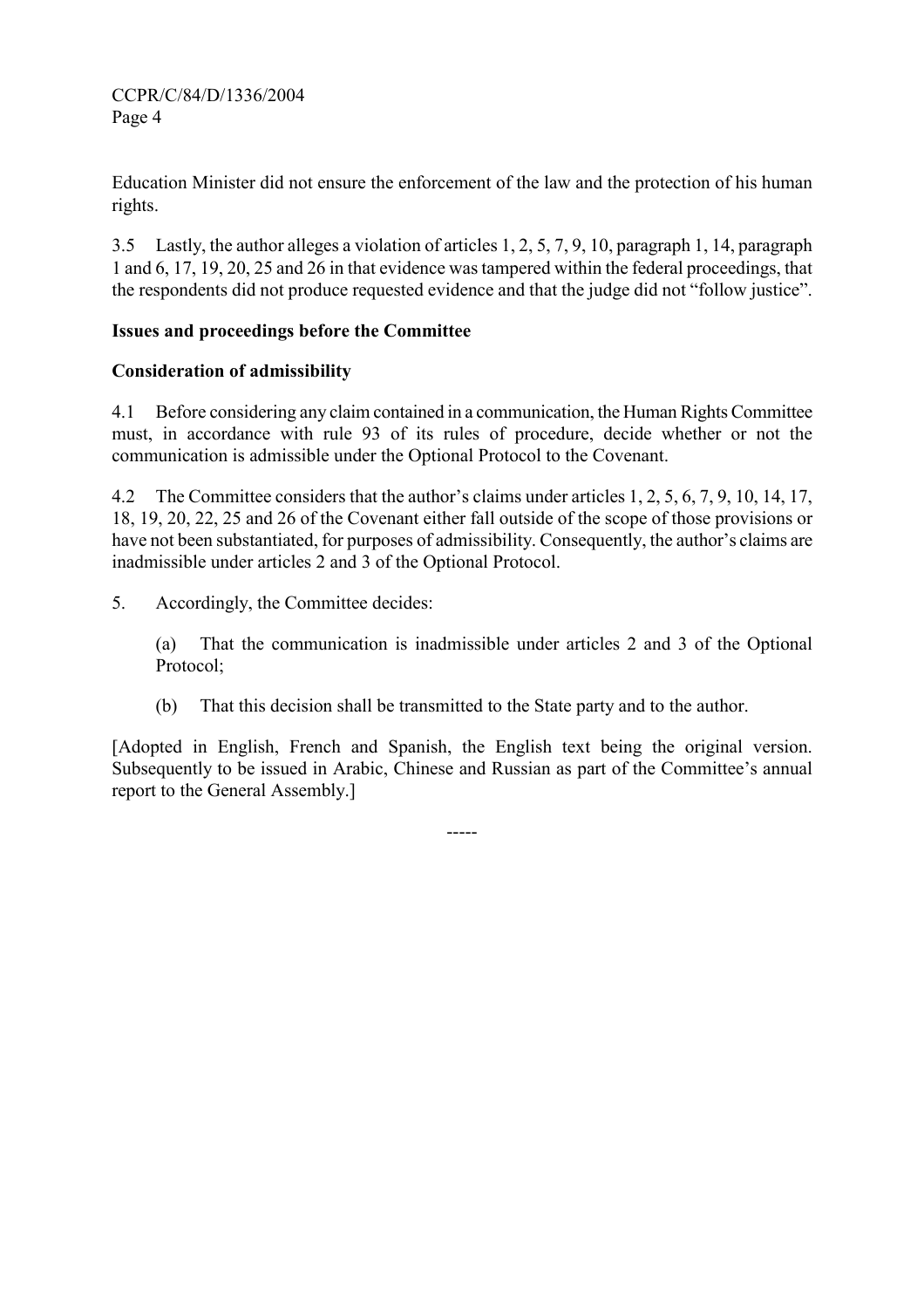Education Minister did not ensure the enforcement of the law and the protection of his human rights.

3.5 Lastly, the author alleges a violation of articles 1, 2, 5, 7, 9, 10, paragraph 1, 14, paragraph 1 and 6, 17, 19, 20, 25 and 26 in that evidence was tampered within the federal proceedings, that the respondents did not produce requested evidence and that the judge did not "follow justice".

**Issues and proceedings before the Committee**

**Consideration of admissibility**

4.1 Before considering any claim contained in a communication, the Human Rights Committee must, in accordance with rule 93 of its rules of procedure, decide whether or not the communication is admissible under the Optional Protocol to the Covenant.

4.2 The Committee considers that the author's claims under articles 1, 2, 5, 6, 7, 9, 10, 14, 17, 18, 19, 20, 22, 25 and 26 of the Covenant either fall outside of the scope of those provisions or have not been substantiated, for purposes of admissibility. Consequently, the author's claims are inadmissible under articles 2 and 3 of the Optional Protocol.

5. Accordingly, the Committee decides:

(a) That the communication is inadmissible under articles 2 and 3 of the Optional Protocol;

(b) That this decision shall be transmitted to the State party and to the author.

[Adopted in English, French and Spanish, the English text being the original version. Subsequently to be issued in Arabic, Chinese and Russian as part of the Committee's annual report to the General Assembly.]

-----